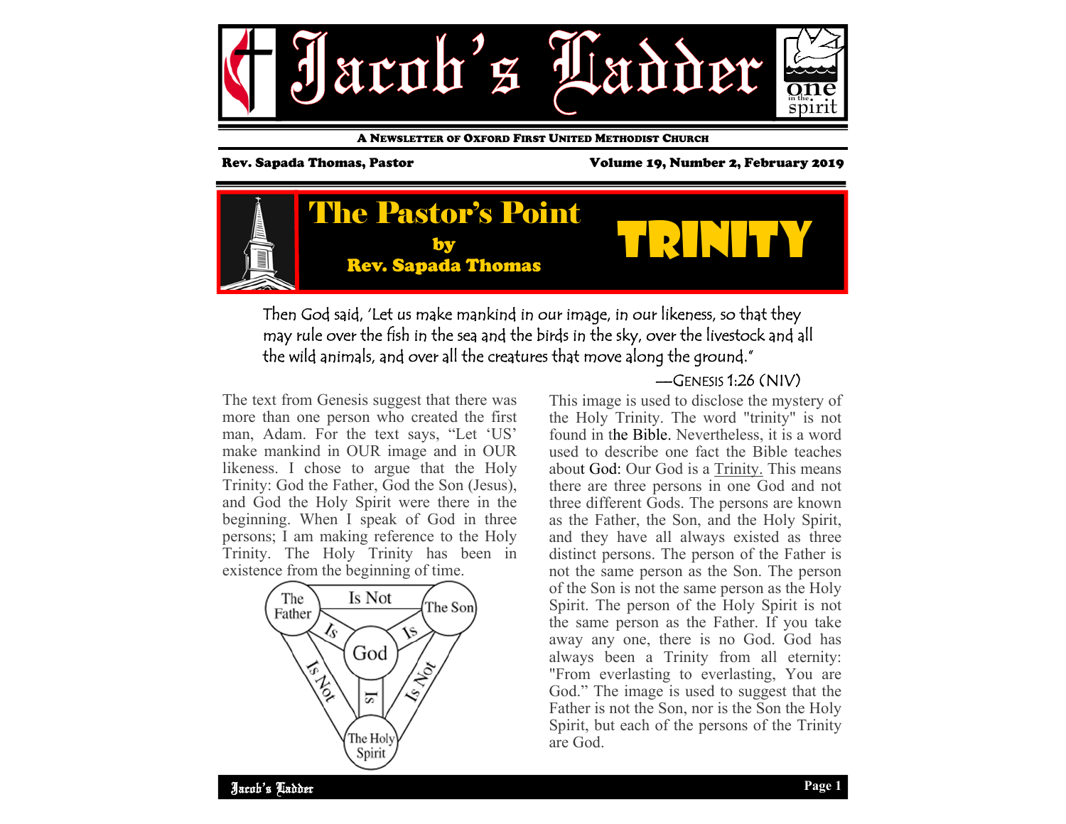# Jacob's Ladder

**A Newsletter of Oxford First United Methodist Church**

**Rev. Sapada Thomas, Pastor** | **Volume 19, Number 2, February 2019**

## The Pastor's Point

**by Rev. Sapada Thomas**

## TRINITY

Then God said, 'Let us make mankind in our image, in our likeness, so that they may rule over the fish in the sea and the birds in the sky, over the livestock and all the wild animals, and over all the creatures that move along the ground."

—Genesis 1:26 (NIV)

The text from Genesis suggest that there was more than one person who created the first man, Adam. For the text says, "Let 'US' make mankind in OUR image and in OUR likeness. I chose to argue that the Holy Trinity: God the Father, God the Son (Jesus), and God the Holy Spirit were there in the beginning. When I speak of God in three persons; I am making reference to the Holy Trinity. The Holy Trinity has been in existence from the beginning of time.

The Father
Is Not
The Son
Is
Is
God
Is Not
Is
Is Not
The Holy Spirit

This image is used to disclose the mystery of the Holy Trinity. The word "trinity" is not found in the Bible. Nevertheless, it is a word used to describe one fact the Bible teaches about God: Our God is a Trinity. This means there are three persons in one God and not three different Gods. The persons are known as the Father, the Son, and the Holy Spirit, and they have all always existed as three distinct persons. The person of the Father is not the same person as the Son. The person of the Son is not the same person as the Holy Spirit. The person of the Holy Spirit is not the same person as the Father. If you take away any one, there is no God. God has always been a Trinity from all eternity: "From everlasting to everlasting, You are God." The image is used to suggest that the Father is not the Son, nor is the Son the Holy Spirit, but each of the persons of the Trinity are God.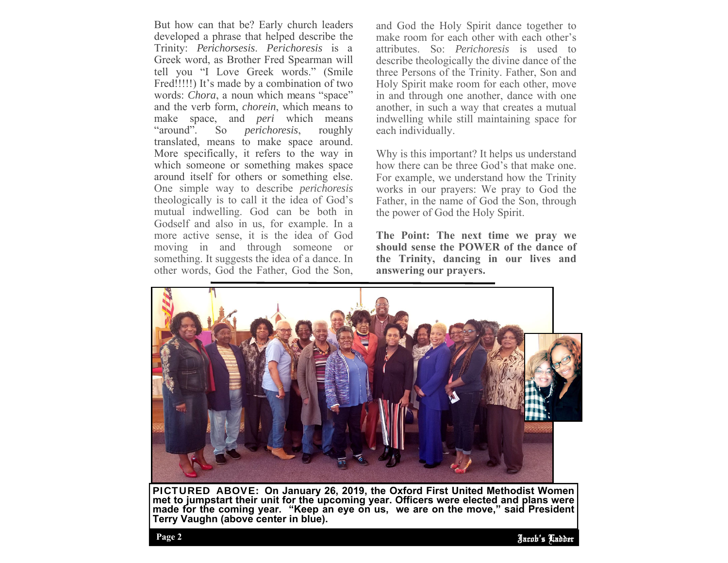But how can that be? Early church leaders developed a phrase that helped describe the Trinity: *Perichorsesis*. *Perichoresis* is a Greek word, as Brother Fred Spearman will tell you "I Love Greek words." (Smile Fred!!!!!) It's made by a combination of two words: *Chora*, a noun which means "space" and the verb form, *chorein*, which means to make space, and *peri* which means "around". So *perichoresis*, roughly translated, means to make space around. More specifically, it refers to the way in which someone or something makes space around itself for others or something else. One simple way to describe *perichoresis* theologically is to call it the idea of God's mutual indwelling. God can be both in Godself and also in us, for example. In a more active sense, it is the idea of God moving in and through someone or something. It suggests the idea of a dance. In other words, God the Father, God the Son, and God the Holy Spirit dance together to make room for each other with each other's attributes. So: *Perichoresis* is used to describe theologically the divine dance of the three Persons of the Trinity. Father, Son and Holy Spirit make room for each other, move in and through one another, dance with one another, in such a way that creates a mutual indwelling while still maintaining space for each individually.

Why is this important? It helps us understand how there can be three God's that make one. For example, we understand how the Trinity works in our prayers: We pray to God the Father, in the name of God the Son, through the power of God the Holy Spirit.

**The Point: The next time we pray we should sense the POWER of the dance of the Trinity, dancing in our lives and answering our prayers.**

**PICTURED ABOVE: On January 26, 2019, the Oxford First United Methodist Women met to jumpstart their unit for the upcoming year. Officers were elected and plans were made for the coming year. "Keep an eye on us, we are on the move," said President Terry Vaughn (above center in blue).**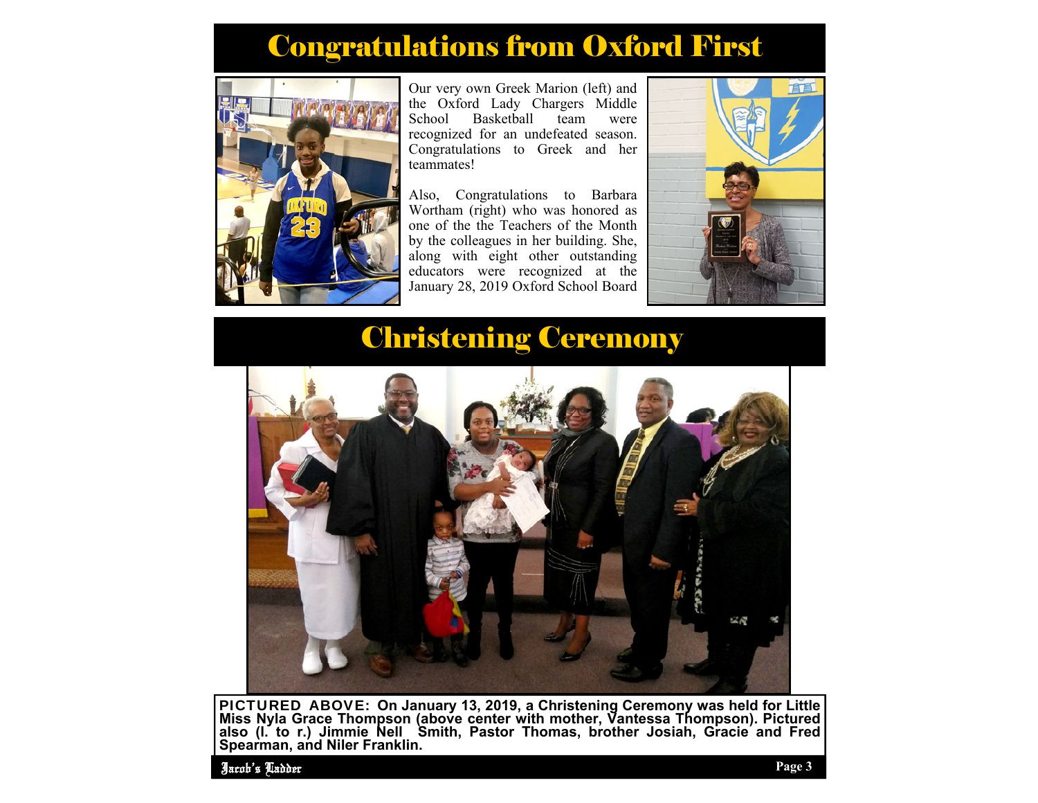# Congratulations from Oxford First

Our very own Greek Marion (left) and the Oxford Lady Chargers Middle School Basketball team were recognized for an undefeated season. Congratulations to Greek and her teammates!

Also, Congratulations to Barbara Wortham (right) who was honored as one of the the Teachers of the Month by the colleagues in her building. She, along with eight other outstanding educators were recognized at the January 28, 2019 Oxford School Board

# Christening Ceremony

**PICTURED ABOVE: On January 13, 2019, a Christening Ceremony was held for Little Miss Nyla Grace Thompson (above center with mother, Vantessa Thompson). Pictured also (l. to r.) Jimmie Nell Smith, Pastor Thomas, brother Josiah, Gracie and Fred Spearman, and Niler Franklin.**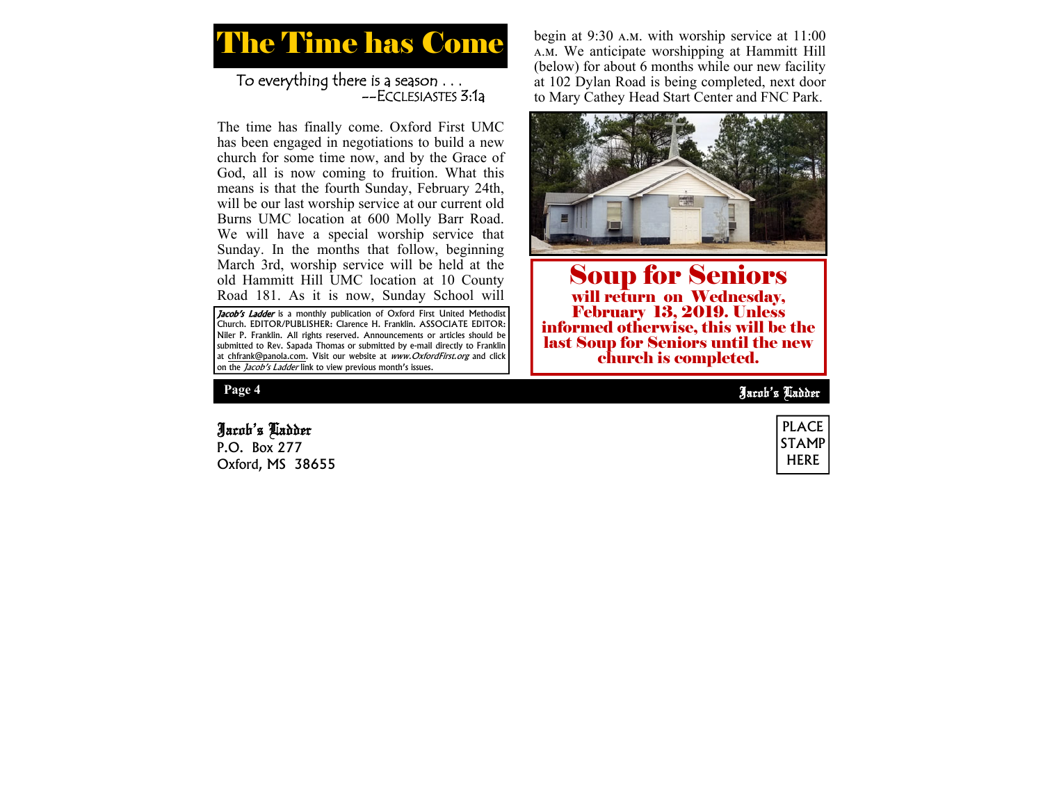# The Time has Come

To everything there is a season . . .
--ECCLESIASTES 3:1a

The time has finally come. Oxford First UMC has been engaged in negotiations to build a new church for some time now, and by the Grace of God, all is now coming to fruition. What this means is that the fourth Sunday, February 24th, will be our last worship service at our current old Burns UMC location at 600 Molly Barr Road. We will have a special worship service that Sunday. In the months that follow, beginning March 3rd, worship service will be held at the old Hammitt Hill UMC location at 10 County Road 181. As it is now, Sunday School will begin at 9:30 A.M. with worship service at 11:00 A.M. We anticipate worshipping at Hammitt Hill (below) for about 6 months while our new facility at 102 Dylan Road is being completed, next door to Mary Cathey Head Start Center and FNC Park.

*Jacob's Ladder* is a monthly publication of Oxford First United Methodist Church. EDITOR/PUBLISHER: Clarence H. Franklin. ASSOCIATE EDITOR: Niler P. Franklin. All rights reserved. Announcements or articles should be submitted to Rev. Sapada Thomas or submitted by e-mail directly to Franklin at chfrank@panola.com. Visit our website at *www.OxfordFirst.org* and click on the *Jacob's Ladder* link to view previous month's issues.

## Soup for Seniors

**will return on Wednesday, February 13, 2019. Unless informed otherwise, this will be the last Soup for Seniors until the new church is completed.**

Jacob's Ladder
P.O. Box 277
Oxford, MS 38655

PLACE STAMP HERE